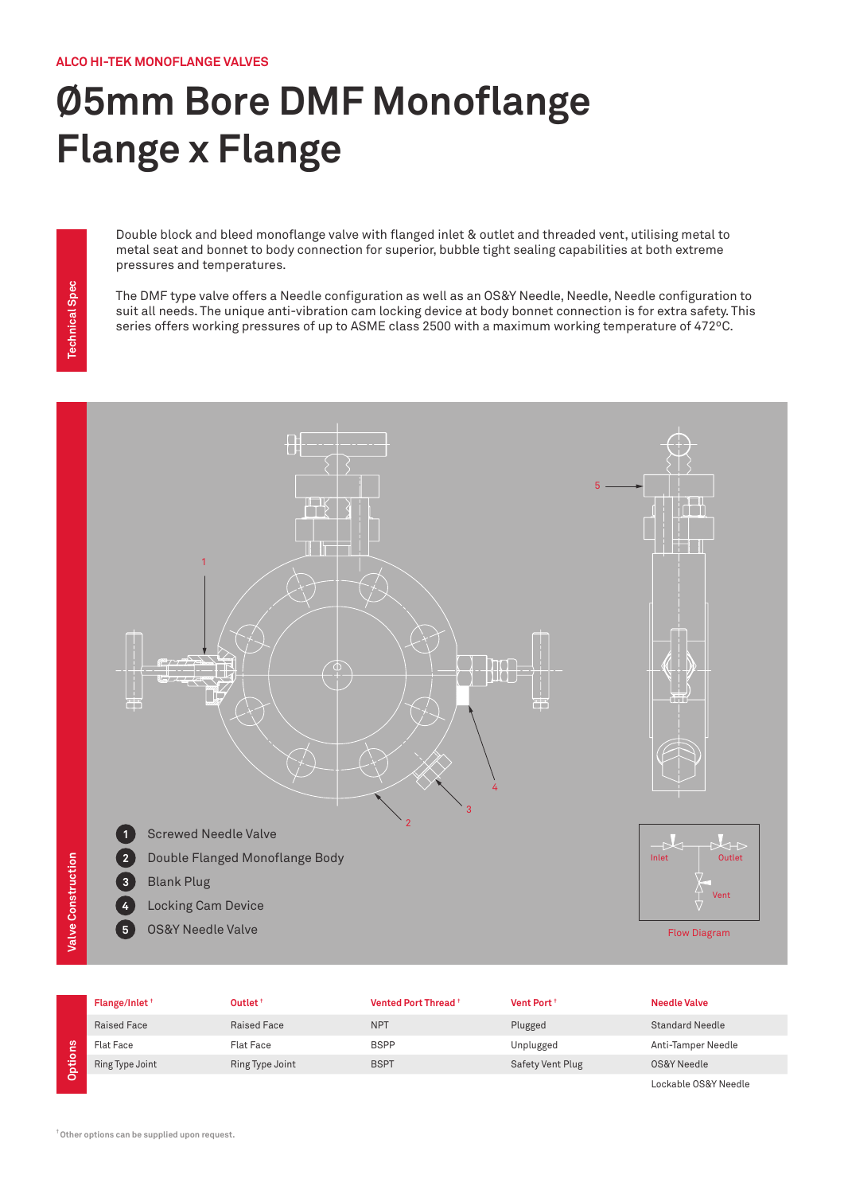ALCO HI-TEK MONOFLANGE VALVES

# Ø5mm Bore DMF Monoflange Flange x Flange

## Technical Spec

Double block and bleed monoflange valve with flanged inlet & outlet and threaded vent, utilising metal to metal seat and bonnet to body connection for superior, bubble tight sealing capabilities at both extreme pressures and temperatures.

The DMF type valve offers a Needle configuration as well as an OS&Y Needle, Needle, Needle configuration to suit all needs. The unique anti-vibration cam locking device at body bonnet connection is for extra safety. This series offers working pressures of up to ASME class 2500 with a maximum working temperature of 472ºC.

## Valve Construction

1. Screwed Needle Valve
2. Double Flanged Monoflange Body
3. Blank Plug
4. Locking Cam Device
5. OS&Y Needle Valve

Inlet Outlet Vent

Flow Diagram

## Options

| Flange/Inlet † | Outlet † | Vented Port Thread † | Vent Port † | Needle Valve |
|---|---|---|---|---|
| Raised Face | Raised Face | NPT | Plugged | Standard Needle |
| Flat Face | Flat Face | BSPP | Unplugged | Anti-Tamper Needle |
| Ring Type Joint | Ring Type Joint | BSPT | Safety Vent Plug | OS&Y Needle |
| | | | | Lockable OS&Y Needle |

† Other options can be supplied upon request.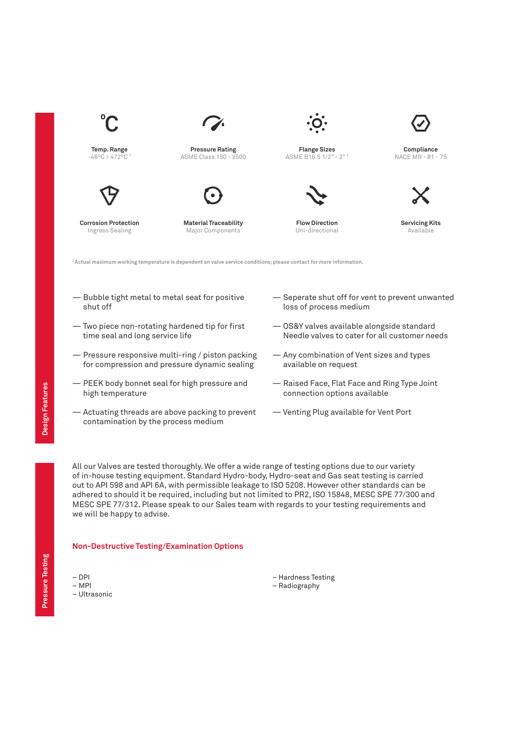**Temp. Range**
-46ºC > 472ºC †

**Pressure Rating**
ASME Class 150 - 2500

**Flange Sizes**
ASME B16.5 1/2" - 2" †

**Compliance**
NACE MR - 01 - 75

**Corrosion Protection**
Ingress Sealing

**Material Traceability**
Major Components

**Flow Direction**
Uni-directional

**Servicing Kits**
Available

† Actual maximum working temperature is dependent on valve service conditions; please contact for more information.

## Design Features

- Bubble tight metal to metal seat for positive shut off
- Two piece non-rotating hardened tip for first time seal and long service life
- Pressure responsive multi-ring / piston packing for compression and pressure dynamic sealing
- PEEK body bonnet seal for high pressure and high temperature
- Actuating threads are above packing to prevent contamination by the process medium
- Seperate shut off for vent to prevent unwanted loss of process medium
- OS&Y valves available alongside standard Needle valves to cater for all customer needs
- Any combination of Vent sizes and types available on request
- Raised Face, Flat Face and Ring Type Joint connection options available
- Venting Plug available for Vent Port

## Pressure Testing

All our Valves are tested thoroughly. We offer a wide range of testing options due to our variety of in-house testing equipment. Standard Hydro-body, Hydro-seat and Gas seat testing is carried out to API 598 and API 6A, with permissible leakage to ISO 5208. However other standards can be adhered to should it be required, including but not limited to PR2, ISO 15848, MESC SPE 77/300 and MESC SPE 77/312. Please speak to our Sales team with regards to your testing requirements and we will be happy to advise.

### Non-Destructive Testing/Examination Options

- DPI
- MPI
- Ultrasonic
- Hardness Testing
- Radiography